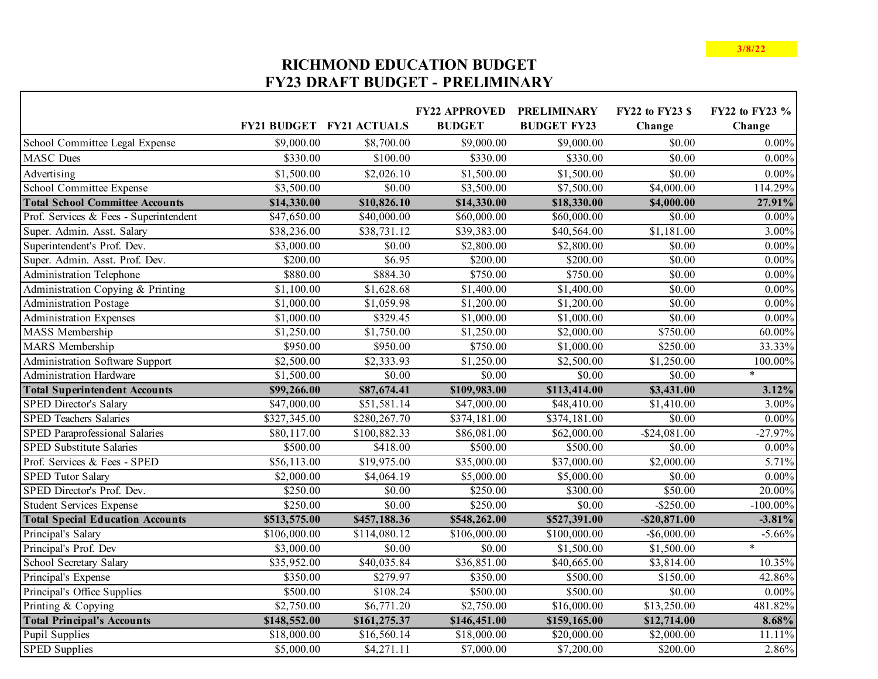3/8/22

# RICHMOND EDUCATION BUDGET
## FY23 DRAFT BUDGET - PRELIMINARY

| | FY21 BUDGET | FY21 ACTUALS | FY22 APPROVED BUDGET | PRELIMINARY BUDGET FY23 | FY22 to FY23 $ Change | FY22 to FY23 % Change |
|---|---|---|---|---|---|---|
| School Committee Legal Expense | $9,000.00 | $8,700.00 | $9,000.00 | $9,000.00 | $0.00 | 0.00% |
| MASC Dues | $330.00 | $100.00 | $330.00 | $330.00 | $0.00 | 0.00% |
| Advertising | $1,500.00 | $2,026.10 | $1,500.00 | $1,500.00 | $0.00 | 0.00% |
| School Committee Expense | $3,500.00 | $0.00 | $3,500.00 | $7,500.00 | $4,000.00 | 114.29% |
| **Total School Committee Accounts** | **$14,330.00** | **$10,826.10** | **$14,330.00** | **$18,330.00** | **$4,000.00** | **27.91%** |
| Prof. Services & Fees - Superintendent | $47,650.00 | $40,000.00 | $60,000.00 | $60,000.00 | $0.00 | 0.00% |
| Super. Admin. Asst. Salary | $38,236.00 | $38,731.12 | $39,383.00 | $40,564.00 | $1,181.00 | 3.00% |
| Superintendent's Prof. Dev. | $3,000.00 | $0.00 | $2,800.00 | $2,800.00 | $0.00 | 0.00% |
| Super. Admin. Asst. Prof. Dev. | $200.00 | $6.95 | $200.00 | $200.00 | $0.00 | 0.00% |
| Administration Telephone | $880.00 | $884.30 | $750.00 | $750.00 | $0.00 | 0.00% |
| Administration Copying & Printing | $1,100.00 | $1,628.68 | $1,400.00 | $1,400.00 | $0.00 | 0.00% |
| Administration Postage | $1,000.00 | $1,059.98 | $1,200.00 | $1,200.00 | $0.00 | 0.00% |
| Administration Expenses | $1,000.00 | $329.45 | $1,000.00 | $1,000.00 | $0.00 | 0.00% |
| MASS Membership | $1,250.00 | $1,750.00 | $1,250.00 | $2,000.00 | $750.00 | 60.00% |
| MARS Membership | $950.00 | $950.00 | $750.00 | $1,000.00 | $250.00 | 33.33% |
| Administration Software Support | $2,500.00 | $2,333.93 | $1,250.00 | $2,500.00 | $1,250.00 | 100.00% |
| Administration Hardware | $1,500.00 | $0.00 | $0.00 | $0.00 | $0.00 | * |
| **Total Superintendent Accounts** | **$99,266.00** | **$87,674.41** | **$109,983.00** | **$113,414.00** | **$3,431.00** | **3.12%** |
| SPED Director's Salary | $47,000.00 | $51,581.14 | $47,000.00 | $48,410.00 | $1,410.00 | 3.00% |
| SPED Teachers Salaries | $327,345.00 | $280,267.70 | $374,181.00 | $374,181.00 | $0.00 | 0.00% |
| SPED Paraprofessional Salaries | $80,117.00 | $100,882.33 | $86,081.00 | $62,000.00 | -$24,081.00 | -27.97% |
| SPED Substitute Salaries | $500.00 | $418.00 | $500.00 | $500.00 | $0.00 | 0.00% |
| Prof. Services & Fees - SPED | $56,113.00 | $19,975.00 | $35,000.00 | $37,000.00 | $2,000.00 | 5.71% |
| SPED Tutor Salary | $2,000.00 | $4,064.19 | $5,000.00 | $5,000.00 | $0.00 | 0.00% |
| SPED Director's Prof. Dev. | $250.00 | $0.00 | $250.00 | $300.00 | $50.00 | 20.00% |
| Student Services Expense | $250.00 | $0.00 | $250.00 | $0.00 | -$250.00 | -100.00% |
| **Total Special Education Accounts** | **$513,575.00** | **$457,188.36** | **$548,262.00** | **$527,391.00** | **-$20,871.00** | **-3.81%** |
| Principal's Salary | $106,000.00 | $114,080.12 | $106,000.00 | $100,000.00 | -$6,000.00 | -5.66% |
| Principal's Prof. Dev | $3,000.00 | $0.00 | $0.00 | $1,500.00 | $1,500.00 | * |
| School Secretary Salary | $35,952.00 | $40,035.84 | $36,851.00 | $40,665.00 | $3,814.00 | 10.35% |
| Principal's Expense | $350.00 | $279.97 | $350.00 | $500.00 | $150.00 | 42.86% |
| Principal's Office Supplies | $500.00 | $108.24 | $500.00 | $500.00 | $0.00 | 0.00% |
| Printing & Copying | $2,750.00 | $6,771.20 | $2,750.00 | $16,000.00 | $13,250.00 | 481.82% |
| **Total Principal's Accounts** | **$148,552.00** | **$161,275.37** | **$146,451.00** | **$159,165.00** | **$12,714.00** | **8.68%** |
| Pupil Supplies | $18,000.00 | $16,560.14 | $18,000.00 | $20,000.00 | $2,000.00 | 11.11% |
| SPED Supplies | $5,000.00 | $4,271.11 | $7,000.00 | $7,200.00 | $200.00 | 2.86% |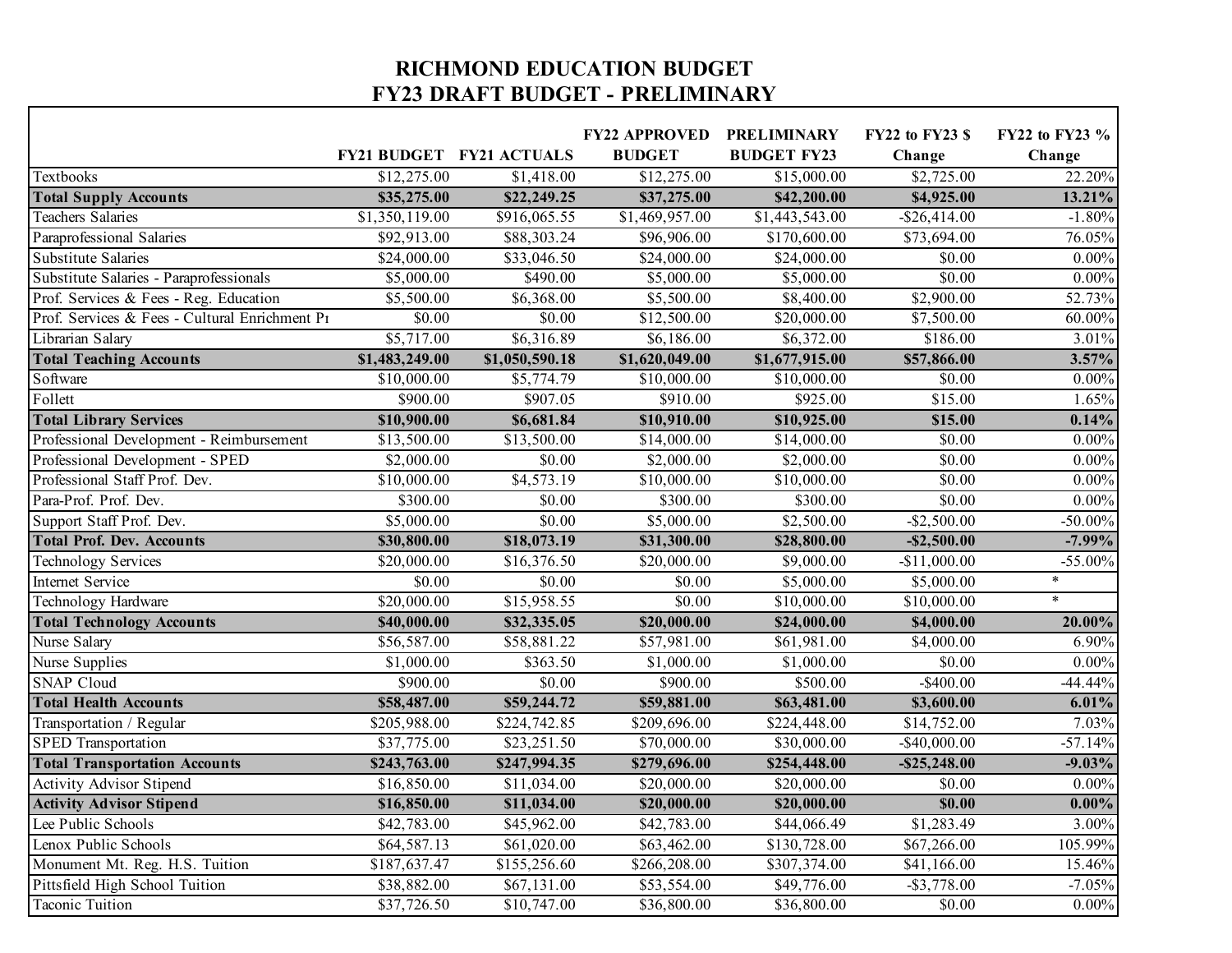# RICHMOND EDUCATION BUDGET
## FY23 DRAFT BUDGET - PRELIMINARY

| | FY21 BUDGET | FY21 ACTUALS | FY22 APPROVED BUDGET | PRELIMINARY BUDGET FY23 | FY22 to FY23 $ Change | FY22 to FY23 % Change |
|---|---|---|---|---|---|---|
| Textbooks | $12,275.00 | $1,418.00 | $12,275.00 | $15,000.00 | $2,725.00 | 22.20% |
| **Total Supply Accounts** | **$35,275.00** | **$22,249.25** | **$37,275.00** | **$42,200.00** | **$4,925.00** | **13.21%** |
| Teachers Salaries | $1,350,119.00 | $916,065.55 | $1,469,957.00 | $1,443,543.00 | -$26,414.00 | -1.80% |
| Paraprofessional Salaries | $92,913.00 | $88,303.24 | $96,906.00 | $170,600.00 | $73,694.00 | 76.05% |
| Substitute Salaries | $24,000.00 | $33,046.50 | $24,000.00 | $24,000.00 | $0.00 | 0.00% |
| Substitute Salaries - Paraprofessionals | $5,000.00 | $490.00 | $5,000.00 | $5,000.00 | $0.00 | 0.00% |
| Prof. Services & Fees - Reg. Education | $5,500.00 | $6,368.00 | $5,500.00 | $8,400.00 | $2,900.00 | 52.73% |
| Prof. Services & Fees - Cultural Enrichment Pr | $0.00 | $0.00 | $12,500.00 | $20,000.00 | $7,500.00 | 60.00% |
| Librarian Salary | $5,717.00 | $6,316.89 | $6,186.00 | $6,372.00 | $186.00 | 3.01% |
| **Total Teaching Accounts** | **$1,483,249.00** | **$1,050,590.18** | **$1,620,049.00** | **$1,677,915.00** | **$57,866.00** | **3.57%** |
| Software | $10,000.00 | $5,774.79 | $10,000.00 | $10,000.00 | $0.00 | 0.00% |
| Follett | $900.00 | $907.05 | $910.00 | $925.00 | $15.00 | 1.65% |
| **Total Library Services** | **$10,900.00** | **$6,681.84** | **$10,910.00** | **$10,925.00** | **$15.00** | **0.14%** |
| Professional Development - Reimbursement | $13,500.00 | $13,500.00 | $14,000.00 | $14,000.00 | $0.00 | 0.00% |
| Professional Development - SPED | $2,000.00 | $0.00 | $2,000.00 | $2,000.00 | $0.00 | 0.00% |
| Professional Staff Prof. Dev. | $10,000.00 | $4,573.19 | $10,000.00 | $10,000.00 | $0.00 | 0.00% |
| Para-Prof. Prof. Dev. | $300.00 | $0.00 | $300.00 | $300.00 | $0.00 | 0.00% |
| Support Staff Prof. Dev. | $5,000.00 | $0.00 | $5,000.00 | $2,500.00 | -$2,500.00 | -50.00% |
| **Total Prof. Dev. Accounts** | **$30,800.00** | **$18,073.19** | **$31,300.00** | **$28,800.00** | **-$2,500.00** | **-7.99%** |
| Technology Services | $20,000.00 | $16,376.50 | $20,000.00 | $9,000.00 | -$11,000.00 | -55.00% |
| Internet Service | $0.00 | $0.00 | $0.00 | $5,000.00 | $5,000.00 | * |
| Technology Hardware | $20,000.00 | $15,958.55 | $0.00 | $10,000.00 | $10,000.00 | * |
| **Total Technology Accounts** | **$40,000.00** | **$32,335.05** | **$20,000.00** | **$24,000.00** | **$4,000.00** | **20.00%** |
| Nurse Salary | $56,587.00 | $58,881.22 | $57,981.00 | $61,981.00 | $4,000.00 | 6.90% |
| Nurse Supplies | $1,000.00 | $363.50 | $1,000.00 | $1,000.00 | $0.00 | 0.00% |
| SNAP Cloud | $900.00 | $0.00 | $900.00 | $500.00 | -$400.00 | -44.44% |
| **Total Health Accounts** | **$58,487.00** | **$59,244.72** | **$59,881.00** | **$63,481.00** | **$3,600.00** | **6.01%** |
| Transportation / Regular | $205,988.00 | $224,742.85 | $209,696.00 | $224,448.00 | $14,752.00 | 7.03% |
| SPED Transportation | $37,775.00 | $23,251.50 | $70,000.00 | $30,000.00 | -$40,000.00 | -57.14% |
| **Total Transportation Accounts** | **$243,763.00** | **$247,994.35** | **$279,696.00** | **$254,448.00** | **-$25,248.00** | **-9.03%** |
| Activity Advisor Stipend | $16,850.00 | $11,034.00 | $20,000.00 | $20,000.00 | $0.00 | 0.00% |
| **Activity Advisor Stipend** | **$16,850.00** | **$11,034.00** | **$20,000.00** | **$20,000.00** | **$0.00** | **0.00%** |
| Lee Public Schools | $42,783.00 | $45,962.00 | $42,783.00 | $44,066.49 | $1,283.49 | 3.00% |
| Lenox Public Schools | $64,587.13 | $61,020.00 | $63,462.00 | $130,728.00 | $67,266.00 | 105.99% |
| Monument Mt. Reg. H.S. Tuition | $187,637.47 | $155,256.60 | $266,208.00 | $307,374.00 | $41,166.00 | 15.46% |
| Pittsfield High School Tuition | $38,882.00 | $67,131.00 | $53,554.00 | $49,776.00 | -$3,778.00 | -7.05% |
| Taconic Tuition | $37,726.50 | $10,747.00 | $36,800.00 | $36,800.00 | $0.00 | 0.00% |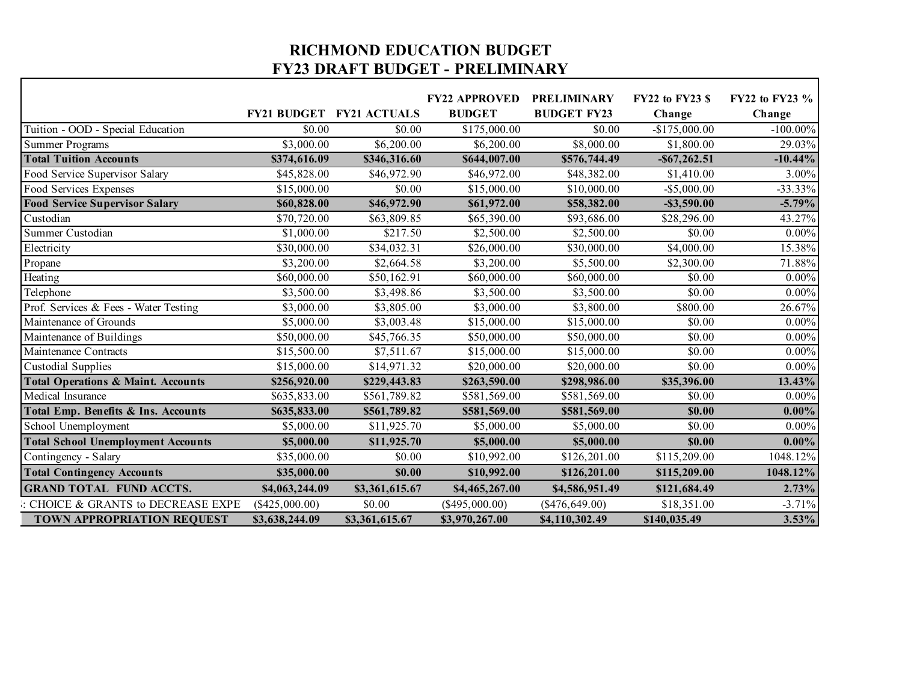# RICHMOND EDUCATION BUDGET
## FY23 DRAFT BUDGET - PRELIMINARY

| | FY21 BUDGET | FY21 ACTUALS | FY22 APPROVED BUDGET | PRELIMINARY BUDGET FY23 | FY22 to FY23 $ Change | FY22 to FY23 % Change |
|---|---|---|---|---|---|---|
| Tuition - OOD - Special Education | $0.00 | $0.00 | $175,000.00 | $0.00 | -$175,000.00 | -100.00% |
| Summer Programs | $3,000.00 | $6,200.00 | $6,200.00 | $8,000.00 | $1,800.00 | 29.03% |
| **Total Tuition Accounts** | **$374,616.09** | **$346,316.60** | **$644,007.00** | **$576,744.49** | **-$67,262.51** | **-10.44%** |
| Food Service Supervisor Salary | $45,828.00 | $46,972.90 | $46,972.00 | $48,382.00 | $1,410.00 | 3.00% |
| Food Services Expenses | $15,000.00 | $0.00 | $15,000.00 | $10,000.00 | -$5,000.00 | -33.33% |
| **Food Service Supervisor Salary** | **$60,828.00** | **$46,972.90** | **$61,972.00** | **$58,382.00** | **-$3,590.00** | **-5.79%** |
| Custodian | $70,720.00 | $63,809.85 | $65,390.00 | $93,686.00 | $28,296.00 | 43.27% |
| Summer Custodian | $1,000.00 | $217.50 | $2,500.00 | $2,500.00 | $0.00 | 0.00% |
| Electricity | $30,000.00 | $34,032.31 | $26,000.00 | $30,000.00 | $4,000.00 | 15.38% |
| Propane | $3,200.00 | $2,664.58 | $3,200.00 | $5,500.00 | $2,300.00 | 71.88% |
| Heating | $60,000.00 | $50,162.91 | $60,000.00 | $60,000.00 | $0.00 | 0.00% |
| Telephone | $3,500.00 | $3,498.86 | $3,500.00 | $3,500.00 | $0.00 | 0.00% |
| Prof. Services & Fees - Water Testing | $3,000.00 | $3,805.00 | $3,000.00 | $3,800.00 | $800.00 | 26.67% |
| Maintenance of Grounds | $5,000.00 | $3,003.48 | $15,000.00 | $15,000.00 | $0.00 | 0.00% |
| Maintenance of Buildings | $50,000.00 | $45,766.35 | $50,000.00 | $50,000.00 | $0.00 | 0.00% |
| Maintenance Contracts | $15,500.00 | $7,511.67 | $15,000.00 | $15,000.00 | $0.00 | 0.00% |
| Custodial Supplies | $15,000.00 | $14,971.32 | $20,000.00 | $20,000.00 | $0.00 | 0.00% |
| **Total Operations & Maint. Accounts** | **$256,920.00** | **$229,443.83** | **$263,590.00** | **$298,986.00** | **$35,396.00** | **13.43%** |
| Medical Insurance | $635,833.00 | $561,789.82 | $581,569.00 | $581,569.00 | $0.00 | 0.00% |
| **Total Emp. Benefits & Ins. Accounts** | **$635,833.00** | **$561,789.82** | **$581,569.00** | **$581,569.00** | **$0.00** | **0.00%** |
| School Unemployment | $5,000.00 | $11,925.70 | $5,000.00 | $5,000.00 | $0.00 | 0.00% |
| **Total School Unemployment Accounts** | **$5,000.00** | **$11,925.70** | **$5,000.00** | **$5,000.00** | **$0.00** | **0.00%** |
| Contingency - Salary | $35,000.00 | $0.00 | $10,992.00 | $126,201.00 | $115,209.00 | 1048.12% |
| **Total Contingency Accounts** | **$35,000.00** | **$0.00** | **$10,992.00** | **$126,201.00** | **$115,209.00** | **1048.12%** |
| **GRAND TOTAL FUND ACCTS.** | **$4,063,244.09** | **$3,361,615.67** | **$4,465,267.00** | **$4,586,951.49** | **$121,684.49** | **2.73%** |
| : CHOICE & GRANTS to DECREASE EXPE | ($425,000.00) | $0.00 | ($495,000.00) | ($476,649.00) | $18,351.00 | -3.71% |
| **TOWN APPROPRIATION REQUEST** | **$3,638,244.09** | **$3,361,615.67** | **$3,970,267.00** | **$4,110,302.49** | **$140,035.49** | **3.53%** |